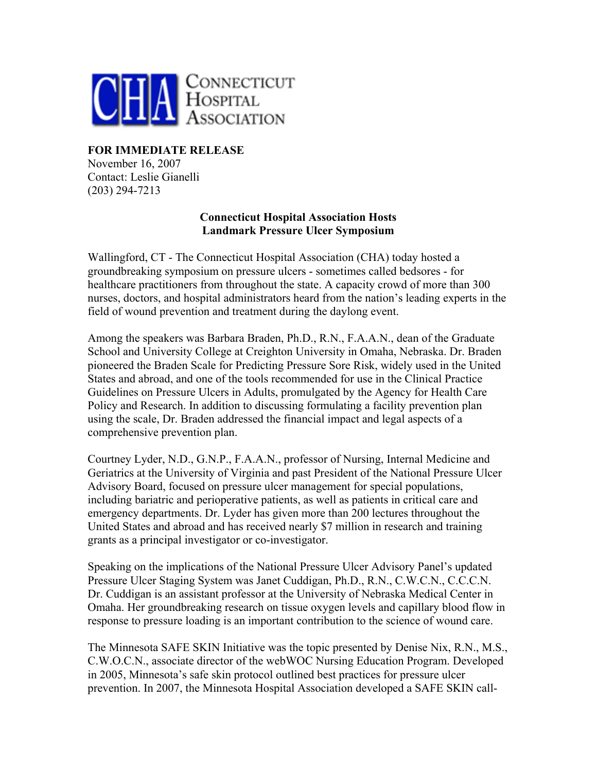CONNECTICUT HOSPITAL ASSOCIATION

**FOR IMMEDIATE RELEASE**
November 16, 2007
Contact: Leslie Gianelli
(203) 294-7213

## Connecticut Hospital Association Hosts Landmark Pressure Ulcer Symposium

Wallingford, CT - The Connecticut Hospital Association (CHA) today hosted a groundbreaking symposium on pressure ulcers - sometimes called bedsores - for healthcare practitioners from throughout the state. A capacity crowd of more than 300 nurses, doctors, and hospital administrators heard from the nation's leading experts in the field of wound prevention and treatment during the daylong event.

Among the speakers was Barbara Braden, Ph.D., R.N., F.A.A.N., dean of the Graduate School and University College at Creighton University in Omaha, Nebraska. Dr. Braden pioneered the Braden Scale for Predicting Pressure Sore Risk, widely used in the United States and abroad, and one of the tools recommended for use in the Clinical Practice Guidelines on Pressure Ulcers in Adults, promulgated by the Agency for Health Care Policy and Research. In addition to discussing formulating a facility prevention plan using the scale, Dr. Braden addressed the financial impact and legal aspects of a comprehensive prevention plan.

Courtney Lyder, N.D., G.N.P., F.A.A.N., professor of Nursing, Internal Medicine and Geriatrics at the University of Virginia and past President of the National Pressure Ulcer Advisory Board, focused on pressure ulcer management for special populations, including bariatric and perioperative patients, as well as patients in critical care and emergency departments. Dr. Lyder has given more than 200 lectures throughout the United States and abroad and has received nearly $7 million in research and training grants as a principal investigator or co-investigator.

Speaking on the implications of the National Pressure Ulcer Advisory Panel's updated Pressure Ulcer Staging System was Janet Cuddigan, Ph.D., R.N., C.W.C.N., C.C.C.N. Dr. Cuddigan is an assistant professor at the University of Nebraska Medical Center in Omaha. Her groundbreaking research on tissue oxygen levels and capillary blood flow in response to pressure loading is an important contribution to the science of wound care.

The Minnesota SAFE SKIN Initiative was the topic presented by Denise Nix, R.N., M.S., C.W.O.C.N., associate director of the webWOC Nursing Education Program. Developed in 2005, Minnesota's safe skin protocol outlined best practices for pressure ulcer prevention. In 2007, the Minnesota Hospital Association developed a SAFE SKIN call-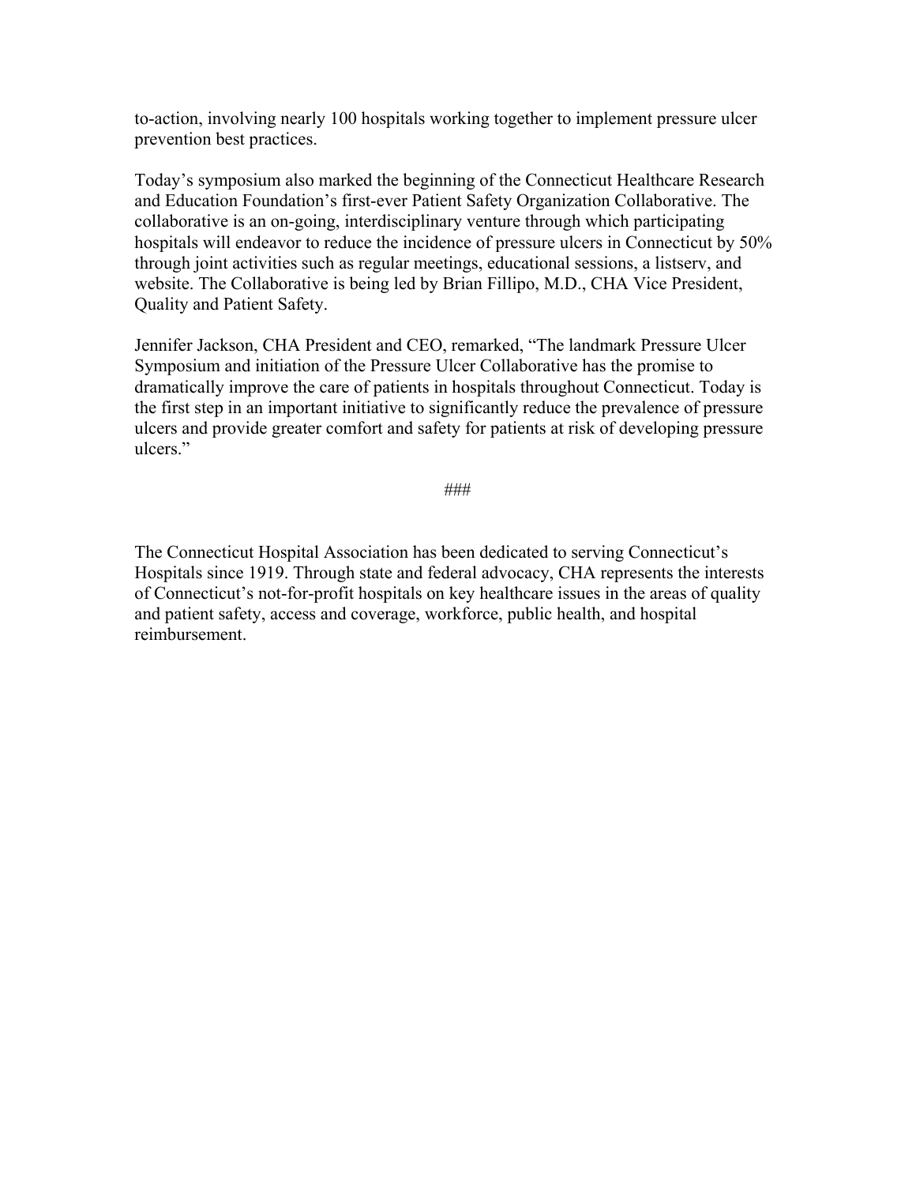to-action, involving nearly 100 hospitals working together to implement pressure ulcer prevention best practices.

Today's symposium also marked the beginning of the Connecticut Healthcare Research and Education Foundation's first-ever Patient Safety Organization Collaborative. The collaborative is an on-going, interdisciplinary venture through which participating hospitals will endeavor to reduce the incidence of pressure ulcers in Connecticut by 50% through joint activities such as regular meetings, educational sessions, a listserv, and website. The Collaborative is being led by Brian Fillipo, M.D., CHA Vice President, Quality and Patient Safety.

Jennifer Jackson, CHA President and CEO, remarked, "The landmark Pressure Ulcer Symposium and initiation of the Pressure Ulcer Collaborative has the promise to dramatically improve the care of patients in hospitals throughout Connecticut. Today is the first step in an important initiative to significantly reduce the prevalence of pressure ulcers and provide greater comfort and safety for patients at risk of developing pressure ulcers."

###

The Connecticut Hospital Association has been dedicated to serving Connecticut's Hospitals since 1919. Through state and federal advocacy, CHA represents the interests of Connecticut's not-for-profit hospitals on key healthcare issues in the areas of quality and patient safety, access and coverage, workforce, public health, and hospital reimbursement.